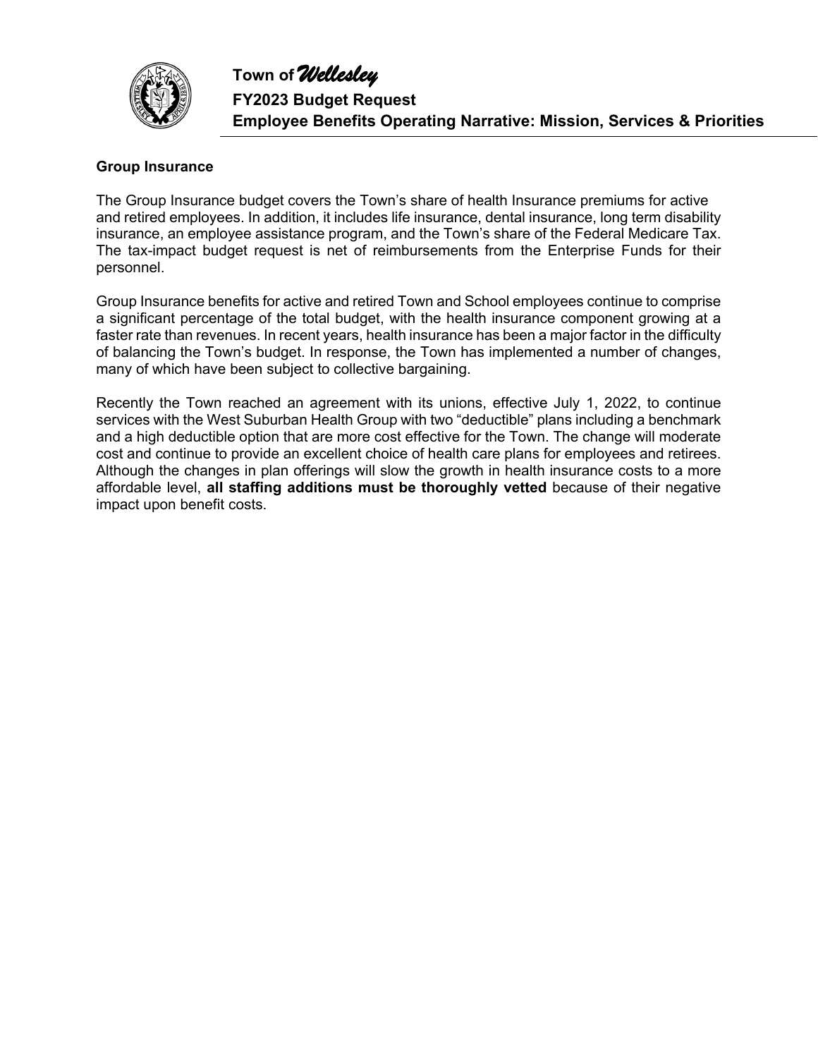**Town of *Wellesley***
**FY2023 Budget Request**
**Employee Benefits Operating Narrative: Mission, Services & Priorities**

### Group Insurance

The Group Insurance budget covers the Town's share of health Insurance premiums for active and retired employees. In addition, it includes life insurance, dental insurance, long term disability insurance, an employee assistance program, and the Town's share of the Federal Medicare Tax. The tax-impact budget request is net of reimbursements from the Enterprise Funds for their personnel.

Group Insurance benefits for active and retired Town and School employees continue to comprise a significant percentage of the total budget, with the health insurance component growing at a faster rate than revenues. In recent years, health insurance has been a major factor in the difficulty of balancing the Town's budget. In response, the Town has implemented a number of changes, many of which have been subject to collective bargaining.

Recently the Town reached an agreement with its unions, effective July 1, 2022, to continue services with the West Suburban Health Group with two "deductible" plans including a benchmark and a high deductible option that are more cost effective for the Town. The change will moderate cost and continue to provide an excellent choice of health care plans for employees and retirees. Although the changes in plan offerings will slow the growth in health insurance costs to a more affordable level, **all staffing additions must be thoroughly vetted** because of their negative impact upon benefit costs.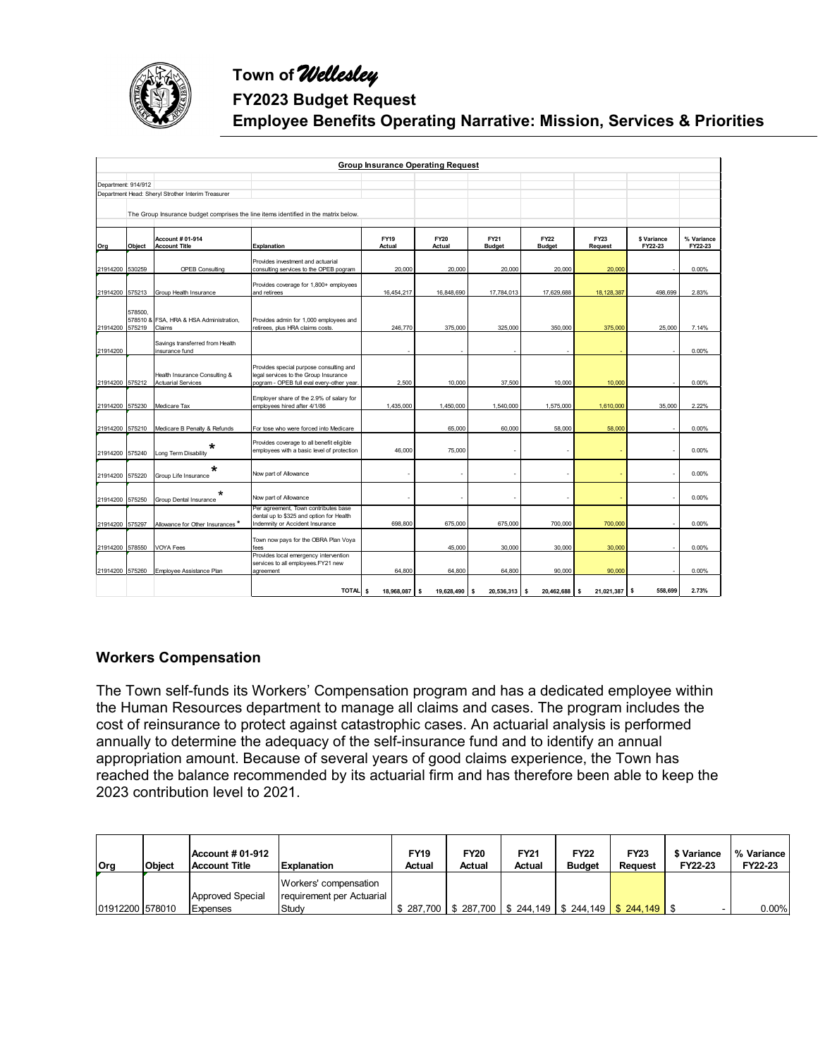# Town of *Wellesley*

## FY2023 Budget Request

## Employee Benefits Operating Narrative: Mission, Services & Priorities

**Group Insurance Operating Request**

Department: 914/912

Department Head: Sheryl Strother Interim Treasurer

The Group Insurance budget comprises the line items identified in the matrix below.

| Org | Object | Account # 01-914 Account Title | Explanation | FY19 Actual | FY20 Actual | FY21 Budget | FY22 Budget | FY23 Request | $ Variance FY22-23 | % Variance FY22-23 |
|---|---|---|---|---|---|---|---|---|---|---|
| 21914200 | 530259 | OPEB Consulting | Provides investment and actuarial consulting services to the OPEB pogram | 20,000 | 20,000 | 20,000 | 20,000 | 20,000 | - | 0.00% |
| 21914200 | 575213 | Group Health Insurance | Provides coverage for 1,800+ employees and retirees | 16,454,217 | 16,848,690 | 17,784,013 | 17,629,688 | 18,128,387 | 498,699 | 2.83% |
| 21914200 | 578500, 578510 & 575219 | FSA, HRA & HSA Administration, Claims | Provides admin for 1,000 employees and retirees, plus HRA claims costs. | 246,770 | 375,000 | 325,000 | 350,000 | 375,000 | 25,000 | 7.14% |
| 21914200 | | Savings transferred from Health insurance fund | | - | - | - | - | - | - | 0.00% |
| 21914200 | 575212 | Health Insurance Consulting & Actuarial Services | Provides special purpose consulting and legal services to the Group Insurance pogram - OPEB full eval every-other year. | 2,500 | 10,000 | 37,500 | 10,000 | 10,000 | - | 0.00% |
| 21914200 | 575230 | Medicare Tax | Employer share of the 2.9% of salary for employees hired after 4/1/86 | 1,435,000 | 1,450,000 | 1,540,000 | 1,575,000 | 1,610,000 | 35,000 | 2.22% |
| 21914200 | 575210 | Medicare B Penalty & Refunds | For tose who were forced into Medicare | | 65,000 | 60,000 | 58,000 | 58,000 | - | 0.00% |
| 21914200 | 575240 | Long Term Disability * | Provides coverage to all benefit eligible employees with a basic level of protection | 46,000 | 75,000 | - | - | - | - | 0.00% |
| 21914200 | 575220 | Group Life Insurance * | Now part of Allowance | - | - | - | - | - | - | 0.00% |
| 21914200 | 575250 | Group Dental Insurance * | Now part of Allowance | - | - | - | - | - | - | 0.00% |
| 21914200 | 575297 | Allowance for Other Insurances * | Per agreement, Town contributes base dental up to $325 and option for Health Indemnity or Accident Insurance | 698,800 | 675,000 | 675,000 | 700,000 | 700,000 | - | 0.00% |
| 21914200 | 578550 | VOYA Fees | Town now pays for the OBRA Plan Voya fees | | 45,000 | 30,000 | 30,000 | 30,000 | - | 0.00% |
| 21914200 | 575260 | Employee Assistance Plan | Provides local emergency intervention services to all employees.FY21 new agreement | 64,800 | 64,800 | 64,800 | 90,000 | 90,000 | - | 0.00% |
| | | | **TOTAL** | **$ 18,968,087** | **$ 19,628,490** | **$ 20,536,313** | **$ 20,462,688** | **$ 21,021,387** | **$ 558,699** | **2.73%** |

### Workers Compensation

The Town self-funds its Workers' Compensation program and has a dedicated employee within the Human Resources department to manage all claims and cases. The program includes the cost of reinsurance to protect against catastrophic cases. An actuarial analysis is performed annually to determine the adequacy of the self-insurance fund and to identify an annual appropriation amount. Because of several years of good claims experience, the Town has reached the balance recommended by its actuarial firm and has therefore been able to keep the 2023 contribution level to 2021.

| Org | Object | Account # 01-912 Account Title | Explanation | FY19 Actual | FY20 Actual | FY21 Actual | FY22 Budget | FY23 Request | $ Variance FY22-23 | % Variance FY22-23 |
|---|---|---|---|---|---|---|---|---|---|---|
| 01912200 | 578010 | Approved Special Expenses | Workers' compensation requirement per Actuarial Study | $ 287,700 | $ 287,700 | $ 244,149 | $ 244,149 | $ 244,149 | $ - | 0.00% |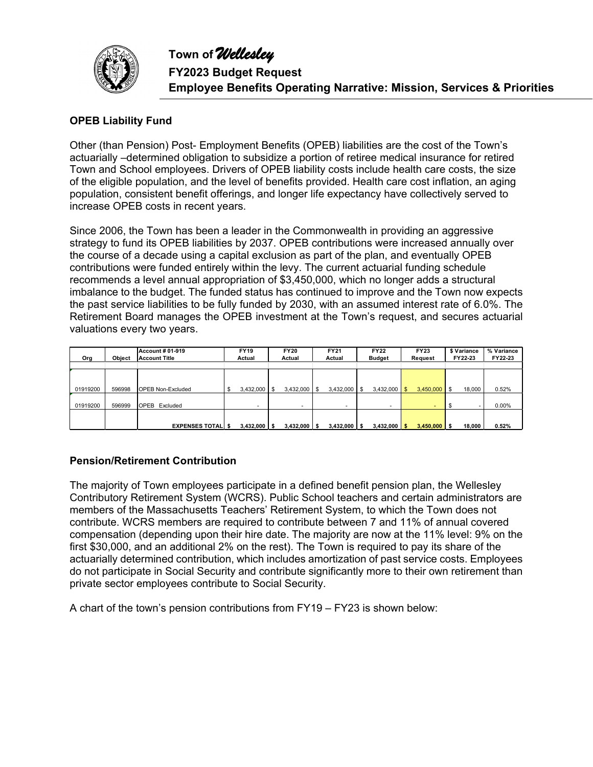# Town of *Wellesley*

## FY2023 Budget Request

## Employee Benefits Operating Narrative: Mission, Services & Priorities

### OPEB Liability Fund

Other (than Pension) Post- Employment Benefits (OPEB) liabilities are the cost of the Town's actuarially –determined obligation to subsidize a portion of retiree medical insurance for retired Town and School employees. Drivers of OPEB liability costs include health care costs, the size of the eligible population, and the level of benefits provided. Health care cost inflation, an aging population, consistent benefit offerings, and longer life expectancy have collectively served to increase OPEB costs in recent years.

Since 2006, the Town has been a leader in the Commonwealth in providing an aggressive strategy to fund its OPEB liabilities by 2037. OPEB contributions were increased annually over the course of a decade using a capital exclusion as part of the plan, and eventually OPEB contributions were funded entirely within the levy. The current actuarial funding schedule recommends a level annual appropriation of $3,450,000, which no longer adds a structural imbalance to the budget. The funded status has continued to improve and the Town now expects the past service liabilities to be fully funded by 2030, with an assumed interest rate of 6.0%. The Retirement Board manages the OPEB investment at the Town's request, and secures actuarial valuations every two years.

| Org | Object | Account # 01-919 Account Title | FY19 Actual | FY20 Actual | FY21 Actual | FY22 Budget | FY23 Request | $ Variance FY22-23 | % Variance FY22-23 |
|---|---|---|---|---|---|---|---|---|---|
| 01919200 | 596998 | OPEB Non-Excluded | $ 3,432,000 | $ 3,432,000 | $ 3,432,000 | $ 3,432,000 | $ 3,450,000 | $ 18,000 | 0.52% |
| 01919200 | 596999 | OPEB Excluded | - | - | - | - | - | $ - | 0.00% |
| | | **EXPENSES TOTAL** | **$ 3,432,000** | **$ 3,432,000** | **$ 3,432,000** | **$ 3,432,000** | **$ 3,450,000** | **$ 18,000** | **0.52%** |

### Pension/Retirement Contribution

The majority of Town employees participate in a defined benefit pension plan, the Wellesley Contributory Retirement System (WCRS). Public School teachers and certain administrators are members of the Massachusetts Teachers' Retirement System, to which the Town does not contribute. WCRS members are required to contribute between 7 and 11% of annual covered compensation (depending upon their hire date. The majority are now at the 11% level: 9% on the first $30,000, and an additional 2% on the rest). The Town is required to pay its share of the actuarially determined contribution, which includes amortization of past service costs. Employees do not participate in Social Security and contribute significantly more to their own retirement than private sector employees contribute to Social Security.

A chart of the town's pension contributions from FY19 – FY23 is shown below: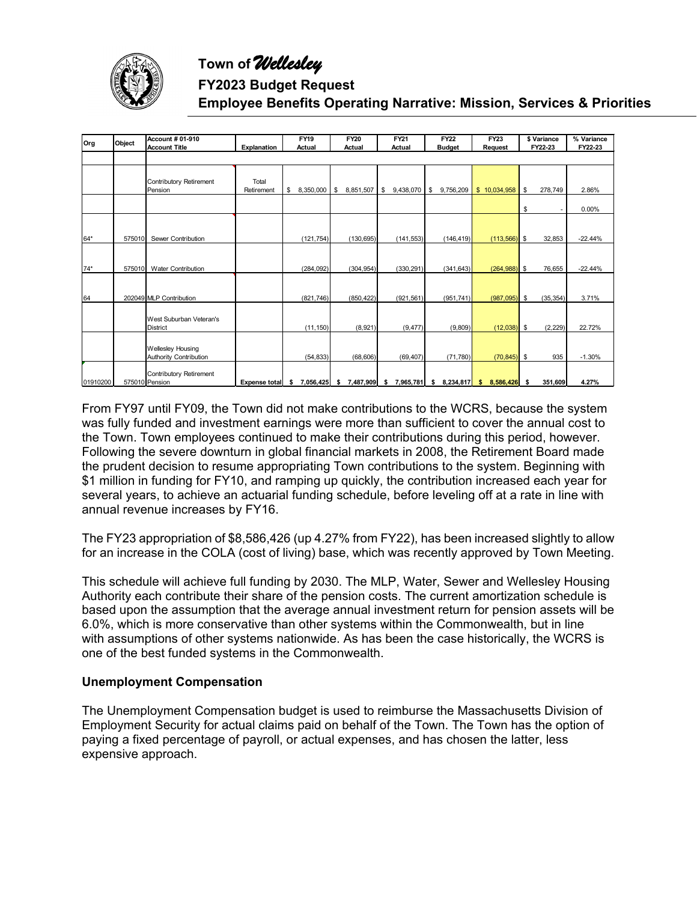# Town of *Wellesley*

## FY2023 Budget Request

## Employee Benefits Operating Narrative: Mission, Services & Priorities

| Org | Object | Account # 01-910 Account Title | Explanation | FY19 Actual | FY20 Actual | FY21 Actual | FY22 Budget | FY23 Request | $ Variance FY22-23 | % Variance FY22-23 |
|---|---|---|---|---|---|---|---|---|---|---|
| | | | | | | | | | | |
| | | Contributory Retirement Pension | Total Retirement | $ 8,350,000 | $ 8,851,507 | $ 9,438,070 | $ 9,756,209 | $ 10,034,958 | $ 278,749 | 2.86% |
| | | | | | | | | | $ - | 0.00% |
| 64* | 575010 | Sewer Contribution | | (121,754) | (130,695) | (141,553) | (146,419) | (113,566) | $ 32,853 | -22.44% |
| 74* | 575010 | Water Contribution | | (284,092) | (304,954) | (330,291) | (341,643) | (264,988) | $ 76,655 | -22.44% |
| 64 | 202049 | MLP Contribution | | (821,746) | (850,422) | (921,561) | (951,741) | (987,095) | $ (35,354) | 3.71% |
| | | West Suburban Veteran's District | | (11,150) | (8,921) | (9,477) | (9,809) | (12,038) | $ (2,229) | 22.72% |
| | | Wellesley Housing Authority Contribution | | (54,833) | (68,606) | (69,407) | (71,780) | (70,845) | $ 935 | -1.30% |
| 01910200 | 575010 | Contributory Retirement Pension | **Expense total** | **$ 7,056,425** | **$ 7,487,909** | **$ 7,965,781** | **$ 8,234,817** | **$ 8,586,426** | **$ 351,609** | **4.27%** |

From FY97 until FY09, the Town did not make contributions to the WCRS, because the system was fully funded and investment earnings were more than sufficient to cover the annual cost to the Town. Town employees continued to make their contributions during this period, however. Following the severe downturn in global financial markets in 2008, the Retirement Board made the prudent decision to resume appropriating Town contributions to the system. Beginning with $1 million in funding for FY10, and ramping up quickly, the contribution increased each year for several years, to achieve an actuarial funding schedule, before leveling off at a rate in line with annual revenue increases by FY16.

The FY23 appropriation of $8,586,426 (up 4.27% from FY22), has been increased slightly to allow for an increase in the COLA (cost of living) base, which was recently approved by Town Meeting.

This schedule will achieve full funding by 2030. The MLP, Water, Sewer and Wellesley Housing Authority each contribute their share of the pension costs. The current amortization schedule is based upon the assumption that the average annual investment return for pension assets will be 6.0%, which is more conservative than other systems within the Commonwealth, but in line with assumptions of other systems nationwide. As has been the case historically, the WCRS is one of the best funded systems in the Commonwealth.

### Unemployment Compensation

The Unemployment Compensation budget is used to reimburse the Massachusetts Division of Employment Security for actual claims paid on behalf of the Town. The Town has the option of paying a fixed percentage of payroll, or actual expenses, and has chosen the latter, less expensive approach.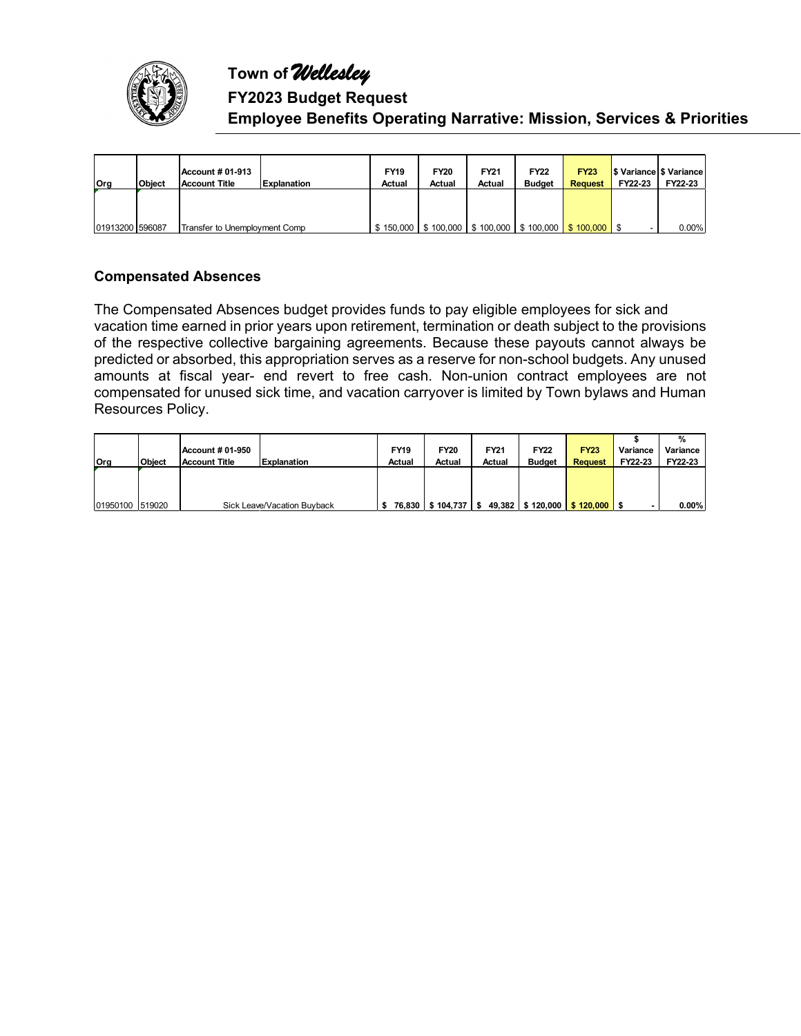# Town of *Wellesley*

## FY2023 Budget Request

## Employee Benefits Operating Narrative: Mission, Services & Priorities

| Org | Object | Account # 01-913 Account Title | Explanation | FY19 Actual | FY20 Actual | FY21 Actual | FY22 Budget | FY23 Request | $ Variance FY22-23 | $ Variance FY22-23 |
|---|---|---|---|---|---|---|---|---|---|---|
| 01913200 | 596087 | Transfer to Unemployment Comp | | $ 150,000 | $ 100,000 | $ 100,000 | $ 100,000 | $ 100,000 | $ - | 0.00% |

### Compensated Absences

The Compensated Absences budget provides funds to pay eligible employees for sick and vacation time earned in prior years upon retirement, termination or death subject to the provisions of the respective collective bargaining agreements. Because these payouts cannot always be predicted or absorbed, this appropriation serves as a reserve for non-school budgets. Any unused amounts at fiscal year- end revert to free cash. Non-union contract employees are not compensated for unused sick time, and vacation carryover is limited by Town bylaws and Human Resources Policy.

| Org | Object | Account # 01-950 Account Title | Explanation | FY19 Actual | FY20 Actual | FY21 Actual | FY22 Budget | FY23 Request | $ Variance FY22-23 | % Variance FY22-23 |
|---|---|---|---|---|---|---|---|---|---|---|
| 01950100 | 519020 | Sick Leave/Vacation Buyback | | $ 76,830 | $ 104,737 | $ 49,382 | $ 120,000 | $ 120,000 | $ - | 0.00% |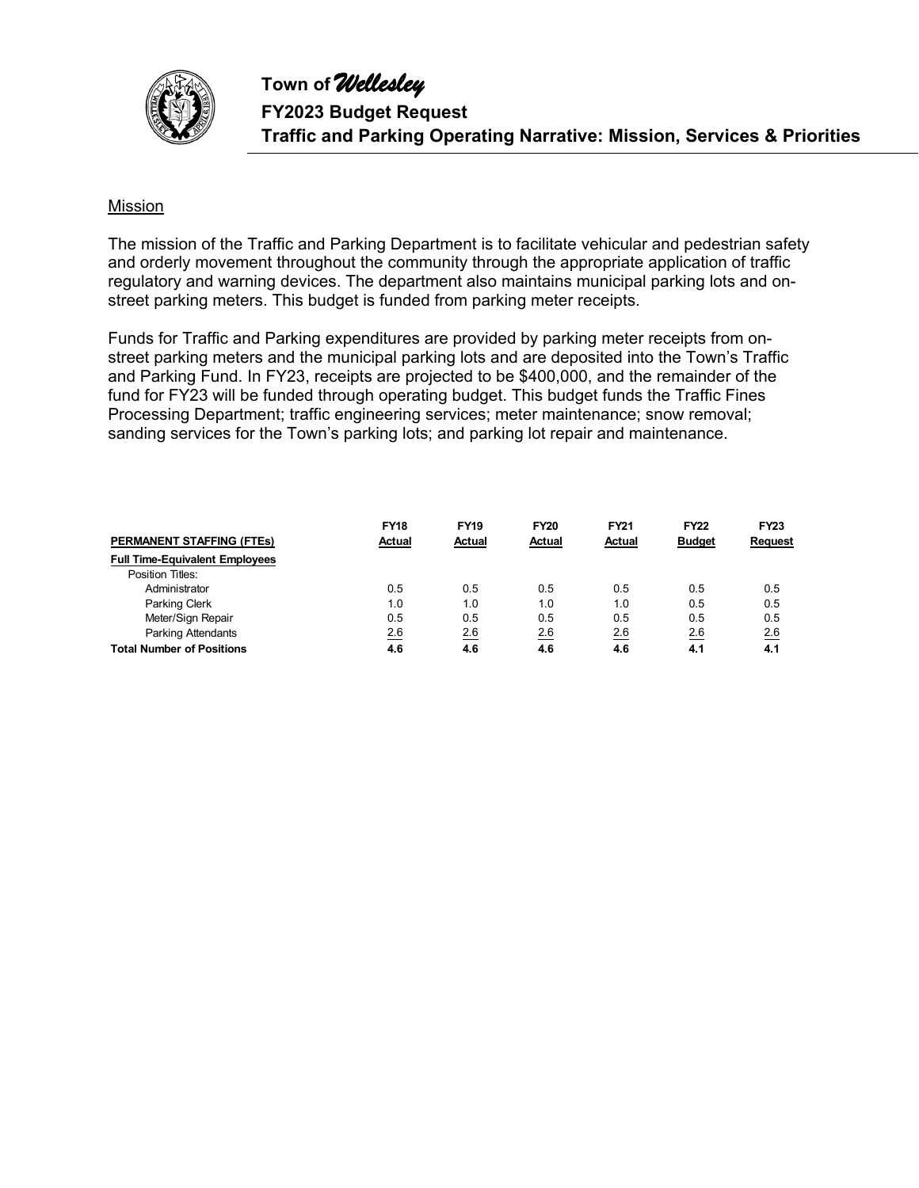# Town of *Wellesley*

## FY2023 Budget Request

## Traffic and Parking Operating Narrative: Mission, Services & Priorities

Mission

The mission of the Traffic and Parking Department is to facilitate vehicular and pedestrian safety and orderly movement throughout the community through the appropriate application of traffic regulatory and warning devices. The department also maintains municipal parking lots and on-street parking meters. This budget is funded from parking meter receipts.

Funds for Traffic and Parking expenditures are provided by parking meter receipts from on-street parking meters and the municipal parking lots and are deposited into the Town's Traffic and Parking Fund. In FY23, receipts are projected to be $400,000, and the remainder of the fund for FY23 will be funded through operating budget. This budget funds the Traffic Fines Processing Department; traffic engineering services; meter maintenance; snow removal; sanding services for the Town's parking lots; and parking lot repair and maintenance.

| PERMANENT STAFFING (FTEs) | FY18 Actual | FY19 Actual | FY20 Actual | FY21 Actual | FY22 Budget | FY23 Request |
|---|---|---|---|---|---|---|
| **Full Time-Equivalent Employees** | | | | | | |
| Position Titles: | | | | | | |
| Administrator | 0.5 | 0.5 | 0.5 | 0.5 | 0.5 | 0.5 |
| Parking Clerk | 1.0 | 1.0 | 1.0 | 1.0 | 0.5 | 0.5 |
| Meter/Sign Repair | 0.5 | 0.5 | 0.5 | 0.5 | 0.5 | 0.5 |
| Parking Attendants | 2.6 | 2.6 | 2.6 | 2.6 | 2.6 | 2.6 |
| **Total Number of Positions** | **4.6** | **4.6** | **4.6** | **4.6** | **4.1** | **4.1** |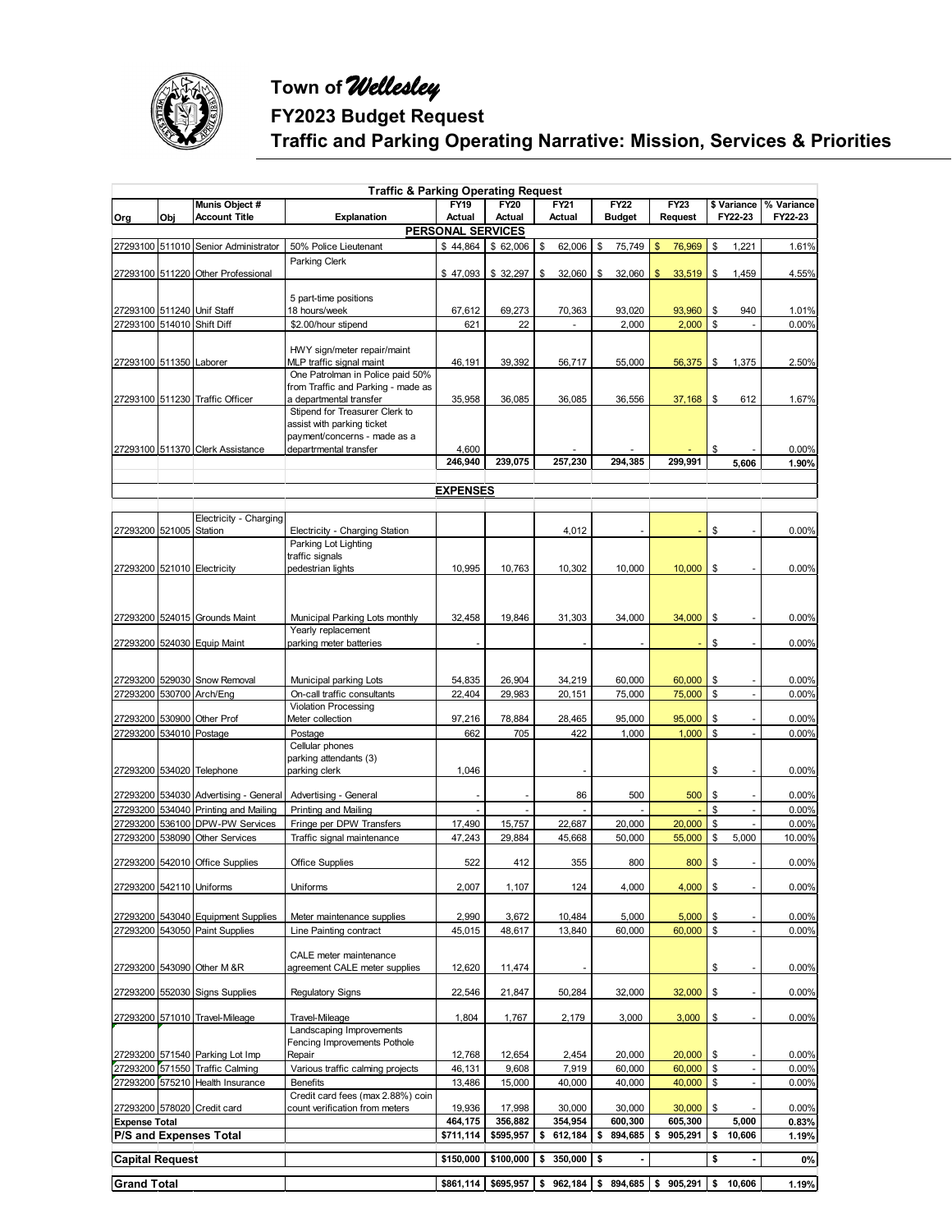# Town of *Wellesley*

## FY2023 Budget Request

## Traffic and Parking Operating Narrative: Mission, Services & Priorities

| Traffic & Parking Operating Request | | | | | | | | | | | |
|---|---|---|---|---|---|---|---|---|---|---|---|
| Org | Obj | Munis Object # Account Title | Explanation | FY19 Actual | FY20 Actual | FY21 Actual | FY22 Budget | FY23 Request | $ Variance FY22-23 | % Variance FY22-23 |
| | | | **PERSONAL SERVICES** | | | | | | | |
| 27293100 | 511010 | Senior Administrator | 50% Police Lieutenant | $ 44,864 | $ 62,006 | $ 62,006 | $ 75,749 | $ 76,969 | $ 1,221 | 1.61% |
| 27293100 | 511220 | Other Professional | Parking Clerk | $ 47,093 | $ 32,297 | $ 32,060 | $ 32,060 | $ 33,519 | $ 1,459 | 4.55% |
| 27293100 | 511240 | Unif Staff | 5 part-time positions 18 hours/week | 67,612 | 69,273 | 70,363 | 93,020 | 93,960 | $ 940 | 1.01% |
| 27293100 | 514010 | Shift Diff | $2.00/hour stipend | 621 | 22 | - | 2,000 | 2,000 | $ - | 0.00% |
| 27293100 | 511350 | Laborer | HWY sign/meter repair/maint MLP traffic signal maint | 46,191 | 39,392 | 56,717 | 55,000 | 56,375 | $ 1,375 | 2.50% |
| 27293100 | 511230 | Traffic Officer | One Patrolman in Police paid 50% from Traffic and Parking - made as a departmental transfer | 35,958 | 36,085 | 36,085 | 36,556 | 37,168 | $ 612 | 1.67% |
| 27293100 | 511370 | Clerk Assistance | Stipend for Treasurer Clerk to assist with parking ticket payment/concerns - made as a departmental transfer | 4,600 | | - | - | - | $ - | 0.00% |
| | | | | 246,940 | 239,075 | 257,230 | 294,385 | 299,991 | 5,606 | 1.90% |
| | | | **EXPENSES** | | | | | | | |
| 27293200 | 521005 | Electricity - Charging Station | Electricity - Charging Station | | | 4,012 | - | - | $ - | 0.00% |
| 27293200 | 521010 | Electricity | Parking Lot Lighting traffic signals pedestrian lights | 10,995 | 10,763 | 10,302 | 10,000 | 10,000 | $ - | 0.00% |
| 27293200 | 524015 | Grounds Maint | Municipal Parking Lots monthly | 32,458 | 19,846 | 31,303 | 34,000 | 34,000 | $ - | 0.00% |
| 27293200 | 524030 | Equip Maint | Yearly replacement parking meter batteries | - | | - | - | - | $ - | 0.00% |
| 27293200 | 529030 | Snow Removal | Municipal parking Lots | 54,835 | 26,904 | 34,219 | 60,000 | 60,000 | $ - | 0.00% |
| 27293200 | 530700 | Arch/Eng | On-call traffic consultants | 22,404 | 29,983 | 20,151 | 75,000 | 75,000 | $ - | 0.00% |
| 27293200 | 530900 | Other Prof | Violation Processing Meter collection | 97,216 | 78,884 | 28,465 | 95,000 | 95,000 | $ - | 0.00% |
| 27293200 | 534010 | Postage | Postage | 662 | 705 | 422 | 1,000 | 1,000 | $ - | 0.00% |
| 27293200 | 534020 | Telephone | Cellular phones parking attendants (3) parking clerk | 1,046 | | - | | | $ - | 0.00% |
| 27293200 | 534030 | Advertising - General | Advertising - General | - | - | 86 | 500 | 500 | $ - | 0.00% |
| 27293200 | 534040 | Printing and Mailing | Printing and Mailing | - | - | - | - | - | $ - | 0.00% |
| 27293200 | 536100 | DPW-PW Services | Fringe per DPW Transfers | 17,490 | 15,757 | 22,687 | 20,000 | 20,000 | $ - | 0.00% |
| 27293200 | 538090 | Other Services | Traffic signal maintenance | 47,243 | 29,884 | 45,668 | 50,000 | 55,000 | $ 5,000 | 10.00% |
| 27293200 | 542010 | Office Supplies | Office Supplies | 522 | 412 | 355 | 800 | 800 | $ - | 0.00% |
| 27293200 | 542110 | Uniforms | Uniforms | 2,007 | 1,107 | 124 | 4,000 | 4,000 | $ - | 0.00% |
| 27293200 | 543040 | Equipment Supplies | Meter maintenance supplies | 2,990 | 3,672 | 10,484 | 5,000 | 5,000 | $ - | 0.00% |
| 27293200 | 543050 | Paint Supplies | Line Painting contract | 45,015 | 48,617 | 13,840 | 60,000 | 60,000 | $ - | 0.00% |
| 27293200 | 543090 | Other M &R | CALE meter maintenance agreement CALE meter supplies | 12,620 | 11,474 | - | | | $ - | 0.00% |
| 27293200 | 552030 | Signs Supplies | Regulatory Signs | 22,546 | 21,847 | 50,284 | 32,000 | 32,000 | $ - | 0.00% |
| 27293200 | 571010 | Travel-Mileage | Travel-Mileage | 1,804 | 1,767 | 2,179 | 3,000 | 3,000 | $ - | 0.00% |
| 27293200 | 571540 | Parking Lot Imp | Landscaping Improvements Fencing Improvements Pothole Repair | 12,768 | 12,654 | 2,454 | 20,000 | 20,000 | $ - | 0.00% |
| 27293200 | 571550 | Traffic Calming | Various traffic calming projects | 46,131 | 9,608 | 7,919 | 60,000 | 60,000 | $ - | 0.00% |
| 27293200 | 575210 | Health Insurance | Benefits | 13,486 | 15,000 | 40,000 | 40,000 | 40,000 | $ - | 0.00% |
| 27293200 | 578020 | Credit card | Credit card fees (max 2.88%) coin count verification from meters | 19,936 | 17,998 | 30,000 | 30,000 | 30,000 | $ - | 0.00% |
| **Expense Total** | | | | 464,175 | 356,882 | 354,954 | 600,300 | 605,300 | 5,000 | 0.83% |
| **P/S and Expenses Total** | | | | $711,114 | $595,957 | $ 612,184 | $ 894,685 | $ 905,291 | $ 10,606 | 1.19% |
| **Capital Request** | | | | $150,000 | $100,000 | $ 350,000 | $ - | | $ - | 0% |
| **Grand Total** | | | | $861,114 | $695,957 | $ 962,184 | $ 894,685 | $ 905,291 | $ 10,606 | 1.19% |